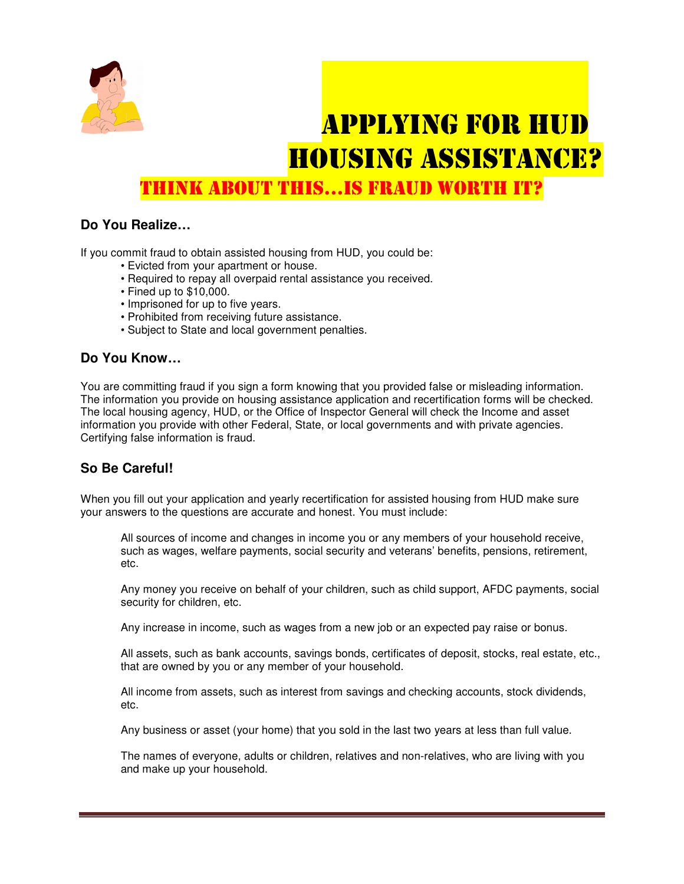# Applying for HUD Housing Assistance?

## Think about this...Is fraud worth it?

### Do You Realize…

If you commit fraud to obtain assisted housing from HUD, you could be:

- Evicted from your apartment or house.
- Required to repay all overpaid rental assistance you received.
- Fined up to $10,000.
- Imprisoned for up to five years.
- Prohibited from receiving future assistance.
- Subject to State and local government penalties.

### Do You Know…

You are committing fraud if you sign a form knowing that you provided false or misleading information. The information you provide on housing assistance application and recertification forms will be checked. The local housing agency, HUD, or the Office of Inspector General will check the Income and asset information you provide with other Federal, State, or local governments and with private agencies. Certifying false information is fraud.

### So Be Careful!

When you fill out your application and yearly recertification for assisted housing from HUD make sure your answers to the questions are accurate and honest. You must include:

All sources of income and changes in income you or any members of your household receive, such as wages, welfare payments, social security and veterans' benefits, pensions, retirement, etc.

Any money you receive on behalf of your children, such as child support, AFDC payments, social security for children, etc.

Any increase in income, such as wages from a new job or an expected pay raise or bonus.

All assets, such as bank accounts, savings bonds, certificates of deposit, stocks, real estate, etc., that are owned by you or any member of your household.

All income from assets, such as interest from savings and checking accounts, stock dividends, etc.

Any business or asset (your home) that you sold in the last two years at less than full value.

The names of everyone, adults or children, relatives and non-relatives, who are living with you and make up your household.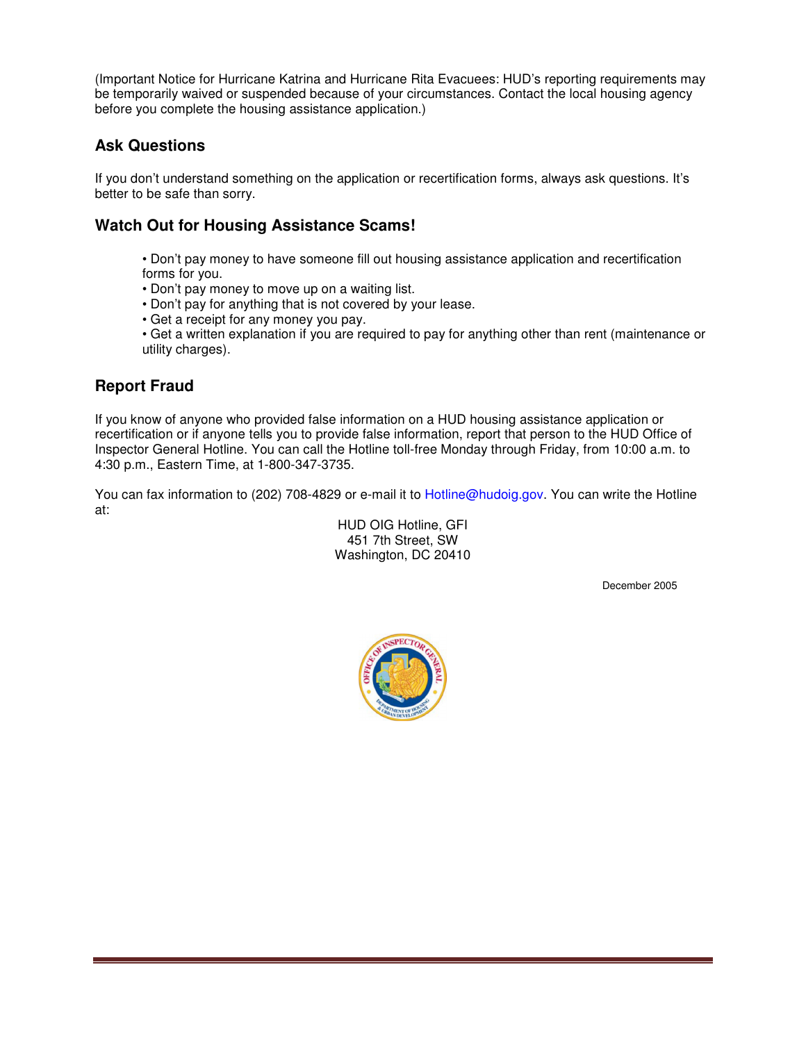(Important Notice for Hurricane Katrina and Hurricane Rita Evacuees: HUD's reporting requirements may be temporarily waived or suspended because of your circumstances. Contact the local housing agency before you complete the housing assistance application.)

## Ask Questions

If you don't understand something on the application or recertification forms, always ask questions. It's better to be safe than sorry.

## Watch Out for Housing Assistance Scams!

- Don't pay money to have someone fill out housing assistance application and recertification forms for you.
- Don't pay money to move up on a waiting list.
- Don't pay for anything that is not covered by your lease.
- Get a receipt for any money you pay.
- Get a written explanation if you are required to pay for anything other than rent (maintenance or utility charges).

## Report Fraud

If you know of anyone who provided false information on a HUD housing assistance application or recertification or if anyone tells you to provide false information, report that person to the HUD Office of Inspector General Hotline. You can call the Hotline toll-free Monday through Friday, from 10:00 a.m. to 4:30 p.m., Eastern Time, at 1-800-347-3735.

You can fax information to (202) 708-4829 or e-mail it to Hotline@hudoig.gov. You can write the Hotline at:

HUD OIG Hotline, GFI
451 7th Street, SW
Washington, DC 20410

December 2005